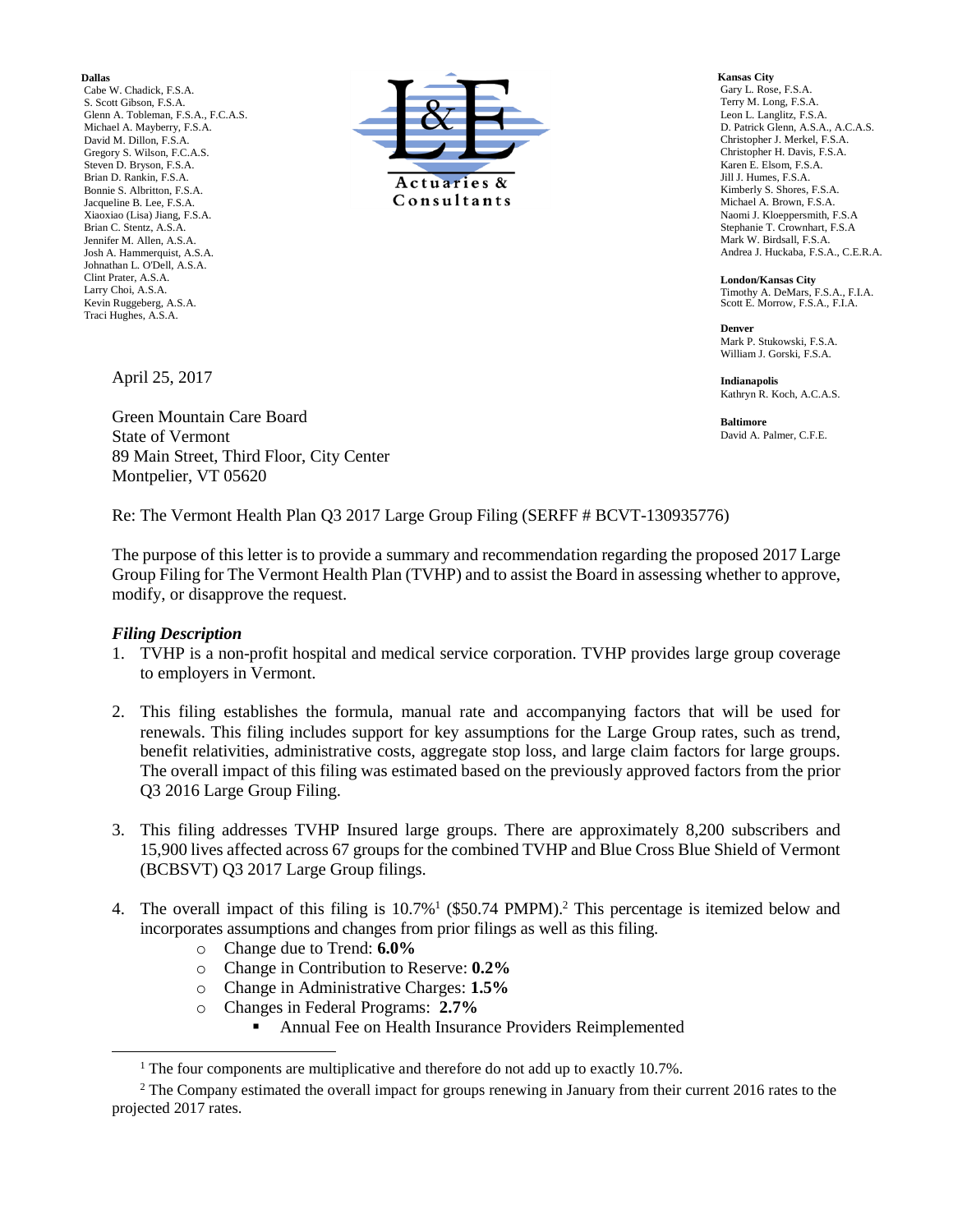**Dallas**
Cabe W. Chadick, F.S.A.
S. Scott Gibson, F.S.A.
Glenn A. Tobleman, F.S.A., F.C.A.S.
Michael A. Mayberry, F.S.A.
David M. Dillon, F.S.A.
Gregory S. Wilson, F.C.A.S.
Steven D. Bryson, F.S.A.
Brian D. Rankin, F.S.A.
Bonnie S. Albritton, F.S.A.
Jacqueline B. Lee, F.S.A.
Xiaoxiao (Lisa) Jiang, F.S.A.
Brian C. Stentz, A.S.A.
Jennifer M. Allen, A.S.A.
Josh A. Hammerquist, A.S.A.
Johnathan L. O'Dell, A.S.A.
Clint Prater, A.S.A.
Larry Choi, A.S.A.
Kevin Ruggeberg, A.S.A.
Traci Hughes, A.S.A.

L&E Actuaries & Consultants

**Kansas City**
Gary L. Rose, F.S.A.
Terry M. Long, F.S.A.
Leon L. Langlitz, F.S.A.
D. Patrick Glenn, A.S.A., A.C.A.S.
Christopher J. Merkel, F.S.A.
Christopher H. Davis, F.S.A.
Karen E. Elsom, F.S.A.
Jill J. Humes, F.S.A.
Kimberly S. Shores, F.S.A.
Michael A. Brown, F.S.A.
Naomi J. Kloeppersmith, F.S.A
Stephanie T. Crownhart, F.S.A
Mark W. Birdsall, F.S.A.
Andrea J. Huckaba, F.S.A., C.E.R.A.

**London/Kansas City**
Timothy A. DeMars, F.S.A., F.I.A.
Scott E. Morrow, F.S.A., F.I.A.

**Denver**
Mark P. Stukowski, F.S.A.
William J. Gorski, F.S.A.

**Indianapolis**
Kathryn R. Koch, A.C.A.S.

**Baltimore**
David A. Palmer, C.F.E.

April 25, 2017

Green Mountain Care Board
State of Vermont
89 Main Street, Third Floor, City Center
Montpelier, VT 05620

Re: The Vermont Health Plan Q3 2017 Large Group Filing (SERFF # BCVT-130935776)

The purpose of this letter is to provide a summary and recommendation regarding the proposed 2017 Large Group Filing for The Vermont Health Plan (TVHP) and to assist the Board in assessing whether to approve, modify, or disapprove the request.

***Filing Description***

1. TVHP is a non-profit hospital and medical service corporation. TVHP provides large group coverage to employers in Vermont.

2. This filing establishes the formula, manual rate and accompanying factors that will be used for renewals. This filing includes support for key assumptions for the Large Group rates, such as trend, benefit relativities, administrative costs, aggregate stop loss, and large claim factors for large groups. The overall impact of this filing was estimated based on the previously approved factors from the prior Q3 2016 Large Group Filing.

3. This filing addresses TVHP Insured large groups. There are approximately 8,200 subscribers and 15,900 lives affected across 67 groups for the combined TVHP and Blue Cross Blue Shield of Vermont (BCBSVT) Q3 2017 Large Group filings.

4. The overall impact of this filing is 10.7%[1] ($50.74 PMPM).[2] This percentage is itemized below and incorporates assumptions and changes from prior filings as well as this filing.
   - Change due to Trend: **6.0%**
   - Change in Contribution to Reserve: **0.2%**
   - Change in Administrative Charges: **1.5%**
   - Changes in Federal Programs: **2.7%**
     - Annual Fee on Health Insurance Providers Reimplemented

[1] The four components are multiplicative and therefore do not add up to exactly 10.7%.

[2] The Company estimated the overall impact for groups renewing in January from their current 2016 rates to the projected 2017 rates.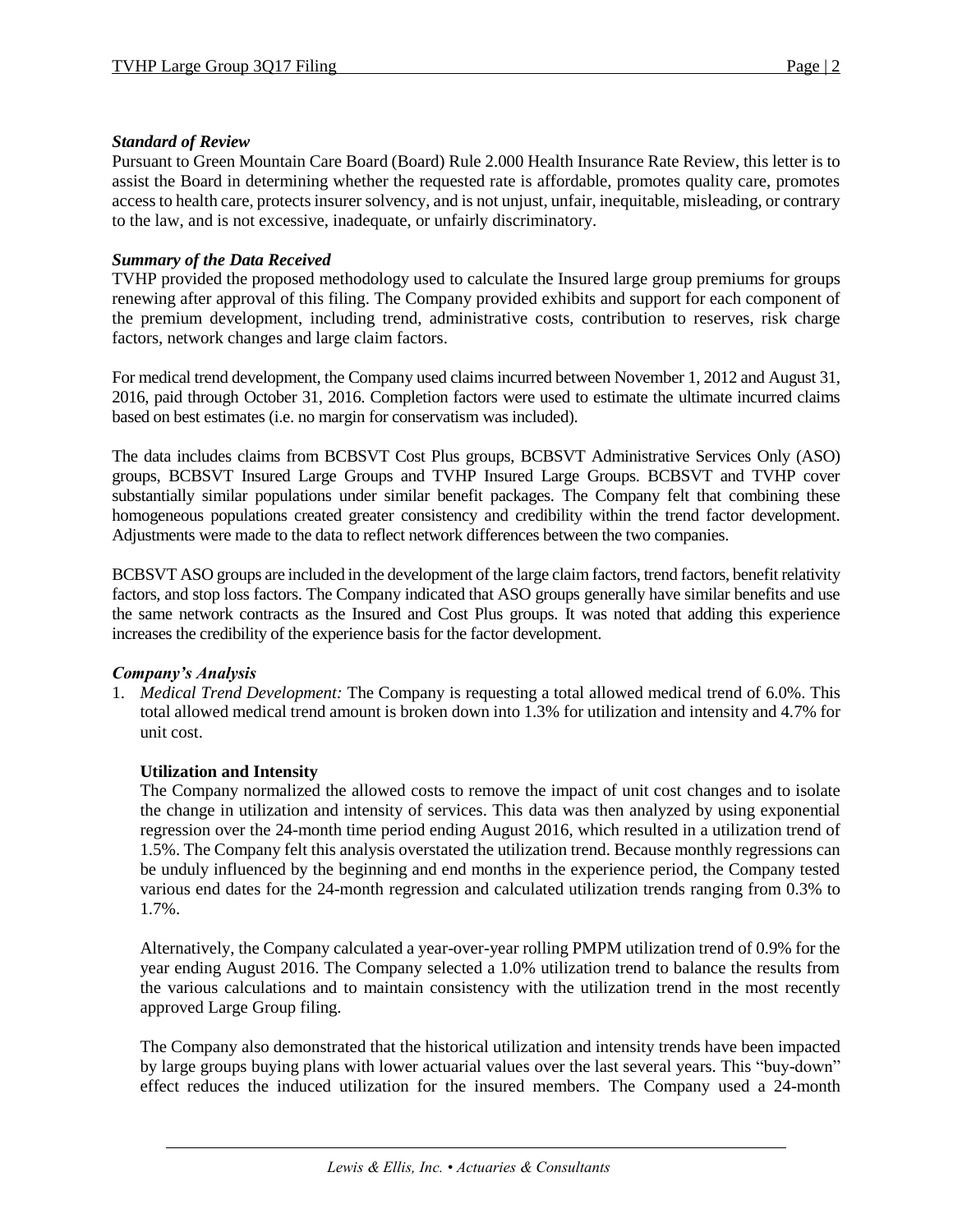***Standard of Review***

Pursuant to Green Mountain Care Board (Board) Rule 2.000 Health Insurance Rate Review, this letter is to assist the Board in determining whether the requested rate is affordable, promotes quality care, promotes access to health care, protects insurer solvency, and is not unjust, unfair, inequitable, misleading, or contrary to the law, and is not excessive, inadequate, or unfairly discriminatory.

***Summary of the Data Received***

TVHP provided the proposed methodology used to calculate the Insured large group premiums for groups renewing after approval of this filing. The Company provided exhibits and support for each component of the premium development, including trend, administrative costs, contribution to reserves, risk charge factors, network changes and large claim factors.

For medical trend development, the Company used claims incurred between November 1, 2012 and August 31, 2016, paid through October 31, 2016. Completion factors were used to estimate the ultimate incurred claims based on best estimates (i.e. no margin for conservatism was included).

The data includes claims from BCBSVT Cost Plus groups, BCBSVT Administrative Services Only (ASO) groups, BCBSVT Insured Large Groups and TVHP Insured Large Groups. BCBSVT and TVHP cover substantially similar populations under similar benefit packages. The Company felt that combining these homogeneous populations created greater consistency and credibility within the trend factor development. Adjustments were made to the data to reflect network differences between the two companies.

BCBSVT ASO groups are included in the development of the large claim factors, trend factors, benefit relativity factors, and stop loss factors. The Company indicated that ASO groups generally have similar benefits and use the same network contracts as the Insured and Cost Plus groups. It was noted that adding this experience increases the credibility of the experience basis for the factor development.

***Company's Analysis***

1. *Medical Trend Development:* The Company is requesting a total allowed medical trend of 6.0%. This total allowed medical trend amount is broken down into 1.3% for utilization and intensity and 4.7% for unit cost.

   **Utilization and Intensity**

   The Company normalized the allowed costs to remove the impact of unit cost changes and to isolate the change in utilization and intensity of services. This data was then analyzed by using exponential regression over the 24-month time period ending August 2016, which resulted in a utilization trend of 1.5%. The Company felt this analysis overstated the utilization trend. Because monthly regressions can be unduly influenced by the beginning and end months in the experience period, the Company tested various end dates for the 24-month regression and calculated utilization trends ranging from 0.3% to 1.7%.

   Alternatively, the Company calculated a year-over-year rolling PMPM utilization trend of 0.9% for the year ending August 2016. The Company selected a 1.0% utilization trend to balance the results from the various calculations and to maintain consistency with the utilization trend in the most recently approved Large Group filing.

   The Company also demonstrated that the historical utilization and intensity trends have been impacted by large groups buying plans with lower actuarial values over the last several years. This "buy-down" effect reduces the induced utilization for the insured members. The Company used a 24-month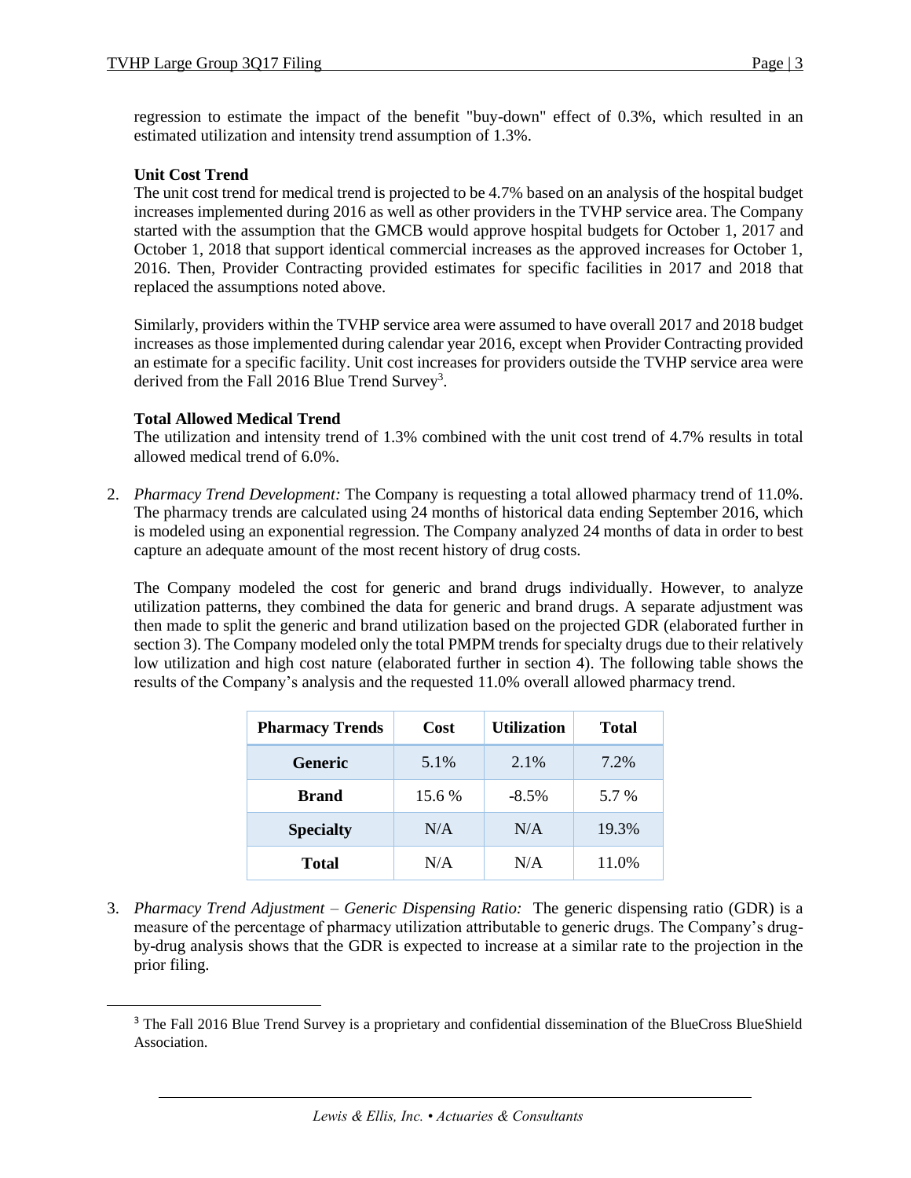regression to estimate the impact of the benefit "buy-down" effect of 0.3%, which resulted in an estimated utilization and intensity trend assumption of 1.3%.

**Unit Cost Trend**

The unit cost trend for medical trend is projected to be 4.7% based on an analysis of the hospital budget increases implemented during 2016 as well as other providers in the TVHP service area. The Company started with the assumption that the GMCB would approve hospital budgets for October 1, 2017 and October 1, 2018 that support identical commercial increases as the approved increases for October 1, 2016. Then, Provider Contracting provided estimates for specific facilities in 2017 and 2018 that replaced the assumptions noted above.

Similarly, providers within the TVHP service area were assumed to have overall 2017 and 2018 budget increases as those implemented during calendar year 2016, except when Provider Contracting provided an estimate for a specific facility. Unit cost increases for providers outside the TVHP service area were derived from the Fall 2016 Blue Trend Survey[3].

**Total Allowed Medical Trend**

The utilization and intensity trend of 1.3% combined with the unit cost trend of 4.7% results in total allowed medical trend of 6.0%.

2. *Pharmacy Trend Development:* The Company is requesting a total allowed pharmacy trend of 11.0%. The pharmacy trends are calculated using 24 months of historical data ending September 2016, which is modeled using an exponential regression. The Company analyzed 24 months of data in order to best capture an adequate amount of the most recent history of drug costs.

   The Company modeled the cost for generic and brand drugs individually. However, to analyze utilization patterns, they combined the data for generic and brand drugs. A separate adjustment was then made to split the generic and brand utilization based on the projected GDR (elaborated further in section 3). The Company modeled only the total PMPM trends for specialty drugs due to their relatively low utilization and high cost nature (elaborated further in section 4). The following table shows the results of the Company's analysis and the requested 11.0% overall allowed pharmacy trend.

| Pharmacy Trends | Cost | Utilization | Total |
|---|---|---|---|
| **Generic** | 5.1% | 2.1% | 7.2% |
| **Brand** | 15.6 % | -8.5% | 5.7 % |
| **Specialty** | N/A | N/A | 19.3% |
| **Total** | N/A | N/A | 11.0% |

3. *Pharmacy Trend Adjustment – Generic Dispensing Ratio:* The generic dispensing ratio (GDR) is a measure of the percentage of pharmacy utilization attributable to generic drugs. The Company's drug-by-drug analysis shows that the GDR is expected to increase at a similar rate to the projection in the prior filing.

[3] The Fall 2016 Blue Trend Survey is a proprietary and confidential dissemination of the BlueCross BlueShield Association.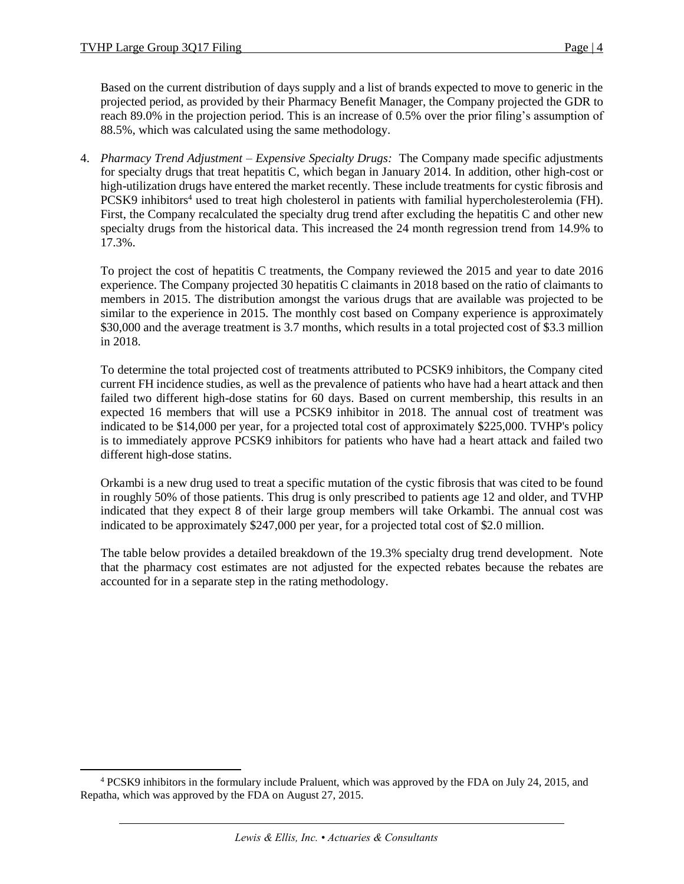Based on the current distribution of days supply and a list of brands expected to move to generic in the projected period, as provided by their Pharmacy Benefit Manager, the Company projected the GDR to reach 89.0% in the projection period. This is an increase of 0.5% over the prior filing's assumption of 88.5%, which was calculated using the same methodology.

4. *Pharmacy Trend Adjustment – Expensive Specialty Drugs:* The Company made specific adjustments for specialty drugs that treat hepatitis C, which began in January 2014. In addition, other high-cost or high-utilization drugs have entered the market recently. These include treatments for cystic fibrosis and PCSK9 inhibitors[4] used to treat high cholesterol in patients with familial hypercholesterolemia (FH). First, the Company recalculated the specialty drug trend after excluding the hepatitis C and other new specialty drugs from the historical data. This increased the 24 month regression trend from 14.9% to 17.3%.

   To project the cost of hepatitis C treatments, the Company reviewed the 2015 and year to date 2016 experience. The Company projected 30 hepatitis C claimants in 2018 based on the ratio of claimants to members in 2015. The distribution amongst the various drugs that are available was projected to be similar to the experience in 2015. The monthly cost based on Company experience is approximately $30,000 and the average treatment is 3.7 months, which results in a total projected cost of $3.3 million in 2018.

   To determine the total projected cost of treatments attributed to PCSK9 inhibitors, the Company cited current FH incidence studies, as well as the prevalence of patients who have had a heart attack and then failed two different high-dose statins for 60 days. Based on current membership, this results in an expected 16 members that will use a PCSK9 inhibitor in 2018. The annual cost of treatment was indicated to be $14,000 per year, for a projected total cost of approximately $225,000. TVHP's policy is to immediately approve PCSK9 inhibitors for patients who have had a heart attack and failed two different high-dose statins.

   Orkambi is a new drug used to treat a specific mutation of the cystic fibrosis that was cited to be found in roughly 50% of those patients. This drug is only prescribed to patients age 12 and older, and TVHP indicated that they expect 8 of their large group members will take Orkambi. The annual cost was indicated to be approximately $247,000 per year, for a projected total cost of $2.0 million.

   The table below provides a detailed breakdown of the 19.3% specialty drug trend development. Note that the pharmacy cost estimates are not adjusted for the expected rebates because the rebates are accounted for in a separate step in the rating methodology.

---

[4] PCSK9 inhibitors in the formulary include Praluent, which was approved by the FDA on July 24, 2015, and Repatha, which was approved by the FDA on August 27, 2015.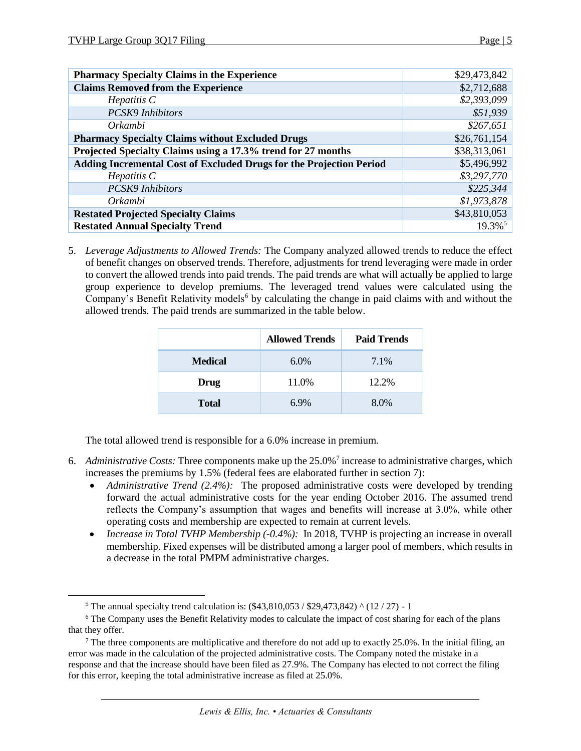| | |
|---|---|
| **Pharmacy Specialty Claims in the Experience** | $29,473,842 |
| **Claims Removed from the Experience** | $2,712,688 |
| *Hepatitis C* | *$2,393,099* |
| *PCSK9 Inhibitors* | *$51,939* |
| *Orkambi* | *$267,651* |
| **Pharmacy Specialty Claims without Excluded Drugs** | $26,761,154 |
| **Projected Specialty Claims using a 17.3% trend for 27 months** | $38,313,061 |
| **Adding Incremental Cost of Excluded Drugs for the Projection Period** | $5,496,992 |
| *Hepatitis C* | *$3,297,770* |
| *PCSK9 Inhibitors* | *$225,344* |
| *Orkambi* | *$1,973,878* |
| **Restated Projected Specialty Claims** | $43,810,053 |
| **Restated Annual Specialty Trend** | 19.3%[5] |

5. *Leverage Adjustments to Allowed Trends:* The Company analyzed allowed trends to reduce the effect of benefit changes on observed trends. Therefore, adjustments for trend leveraging were made in order to convert the allowed trends into paid trends. The paid trends are what will actually be applied to large group experience to develop premiums. The leveraged trend values were calculated using the Company's Benefit Relativity models[6] by calculating the change in paid claims with and without the allowed trends. The paid trends are summarized in the table below.

| | Allowed Trends | Paid Trends |
|---|---|---|
| **Medical** | 6.0% | 7.1% |
| **Drug** | 11.0% | 12.2% |
| **Total** | 6.9% | 8.0% |

The total allowed trend is responsible for a 6.0% increase in premium.

6. *Administrative Costs:* Three components make up the 25.0%[7] increase to administrative charges, which increases the premiums by 1.5% (federal fees are elaborated further in section 7):
   - *Administrative Trend (2.4%):* The proposed administrative costs were developed by trending forward the actual administrative costs for the year ending October 2016. The assumed trend reflects the Company's assumption that wages and benefits will increase at 3.0%, while other operating costs and membership are expected to remain at current levels.
   - *Increase in Total TVHP Membership (-0.4%):* In 2018, TVHP is projecting an increase in overall membership. Fixed expenses will be distributed among a larger pool of members, which results in a decrease in the total PMPM administrative charges.

---

[5] The annual specialty trend calculation is: ($43,810,053 / $29,473,842) ^ (12 / 27) - 1

[6] The Company uses the Benefit Relativity modes to calculate the impact of cost sharing for each of the plans that they offer.

[7] The three components are multiplicative and therefore do not add up to exactly 25.0%. In the initial filing, an error was made in the calculation of the projected administrative costs. The Company noted the mistake in a response and that the increase should have been filed as 27.9%. The Company has elected to not correct the filing for this error, keeping the total administrative increase as filed at 25.0%.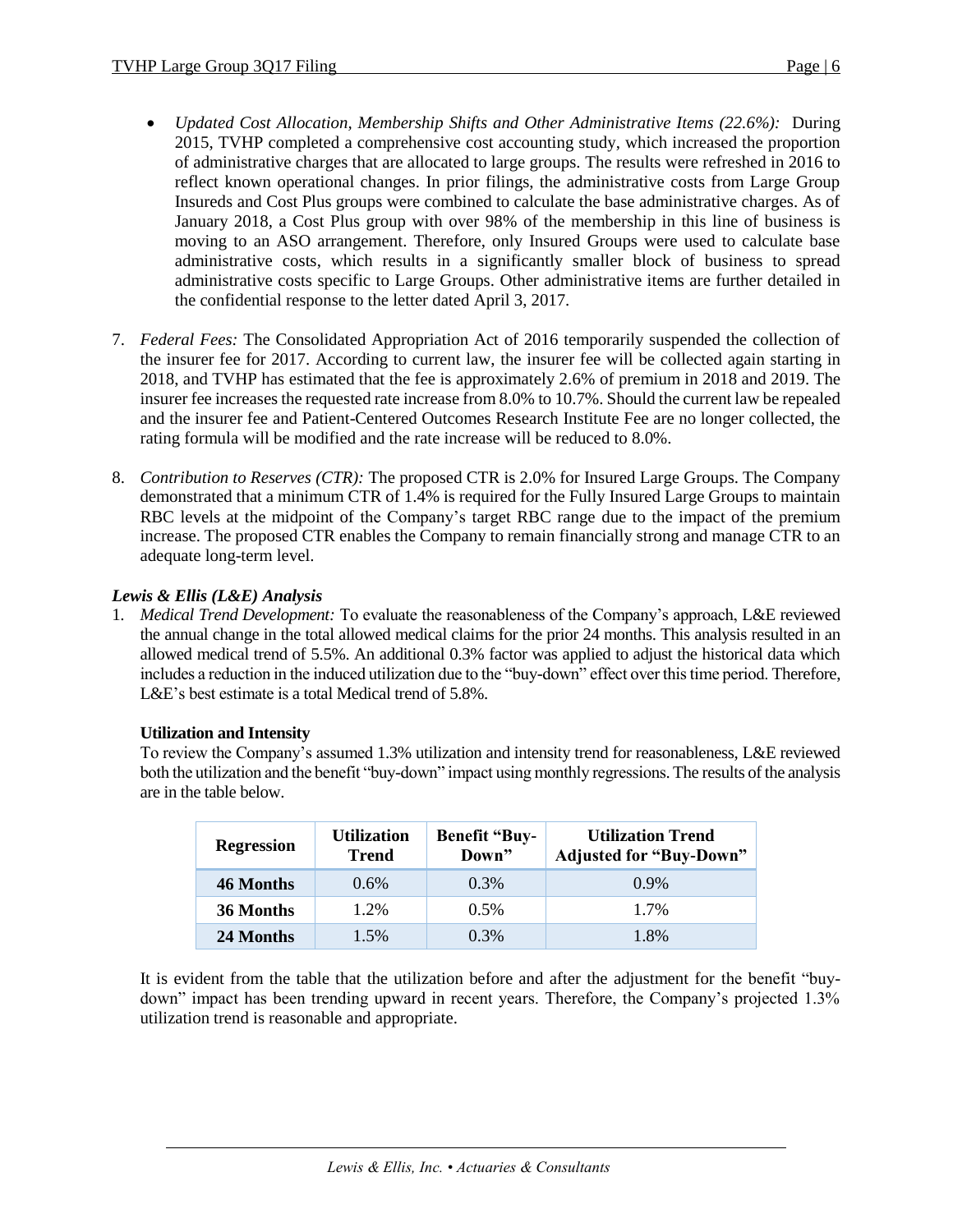- *Updated Cost Allocation, Membership Shifts and Other Administrative Items (22.6%):* During 2015, TVHP completed a comprehensive cost accounting study, which increased the proportion of administrative charges that are allocated to large groups. The results were refreshed in 2016 to reflect known operational changes. In prior filings, the administrative costs from Large Group Insureds and Cost Plus groups were combined to calculate the base administrative charges. As of January 2018, a Cost Plus group with over 98% of the membership in this line of business is moving to an ASO arrangement. Therefore, only Insured Groups were used to calculate base administrative costs, which results in a significantly smaller block of business to spread administrative costs specific to Large Groups. Other administrative items are further detailed in the confidential response to the letter dated April 3, 2017.

7. *Federal Fees:* The Consolidated Appropriation Act of 2016 temporarily suspended the collection of the insurer fee for 2017. According to current law, the insurer fee will be collected again starting in 2018, and TVHP has estimated that the fee is approximately 2.6% of premium in 2018 and 2019. The insurer fee increases the requested rate increase from 8.0% to 10.7%. Should the current law be repealed and the insurer fee and Patient-Centered Outcomes Research Institute Fee are no longer collected, the rating formula will be modified and the rate increase will be reduced to 8.0%.

8. *Contribution to Reserves (CTR):* The proposed CTR is 2.0% for Insured Large Groups. The Company demonstrated that a minimum CTR of 1.4% is required for the Fully Insured Large Groups to maintain RBC levels at the midpoint of the Company's target RBC range due to the impact of the premium increase. The proposed CTR enables the Company to remain financially strong and manage CTR to an adequate long-term level.

### *Lewis & Ellis (L&E) Analysis*

1. *Medical Trend Development:* To evaluate the reasonableness of the Company's approach, L&E reviewed the annual change in the total allowed medical claims for the prior 24 months. This analysis resulted in an allowed medical trend of 5.5%. An additional 0.3% factor was applied to adjust the historical data which includes a reduction in the induced utilization due to the "buy-down" effect over this time period. Therefore, L&E's best estimate is a total Medical trend of 5.8%.

**Utilization and Intensity**

To review the Company's assumed 1.3% utilization and intensity trend for reasonableness, L&E reviewed both the utilization and the benefit "buy-down" impact using monthly regressions. The results of the analysis are in the table below.

| Regression | Utilization Trend | Benefit "Buy-Down" | Utilization Trend Adjusted for "Buy-Down" |
|---|---|---|---|
| **46 Months** | 0.6% | 0.3% | 0.9% |
| **36 Months** | 1.2% | 0.5% | 1.7% |
| **24 Months** | 1.5% | 0.3% | 1.8% |

It is evident from the table that the utilization before and after the adjustment for the benefit "buy-down" impact has been trending upward in recent years. Therefore, the Company's projected 1.3% utilization trend is reasonable and appropriate.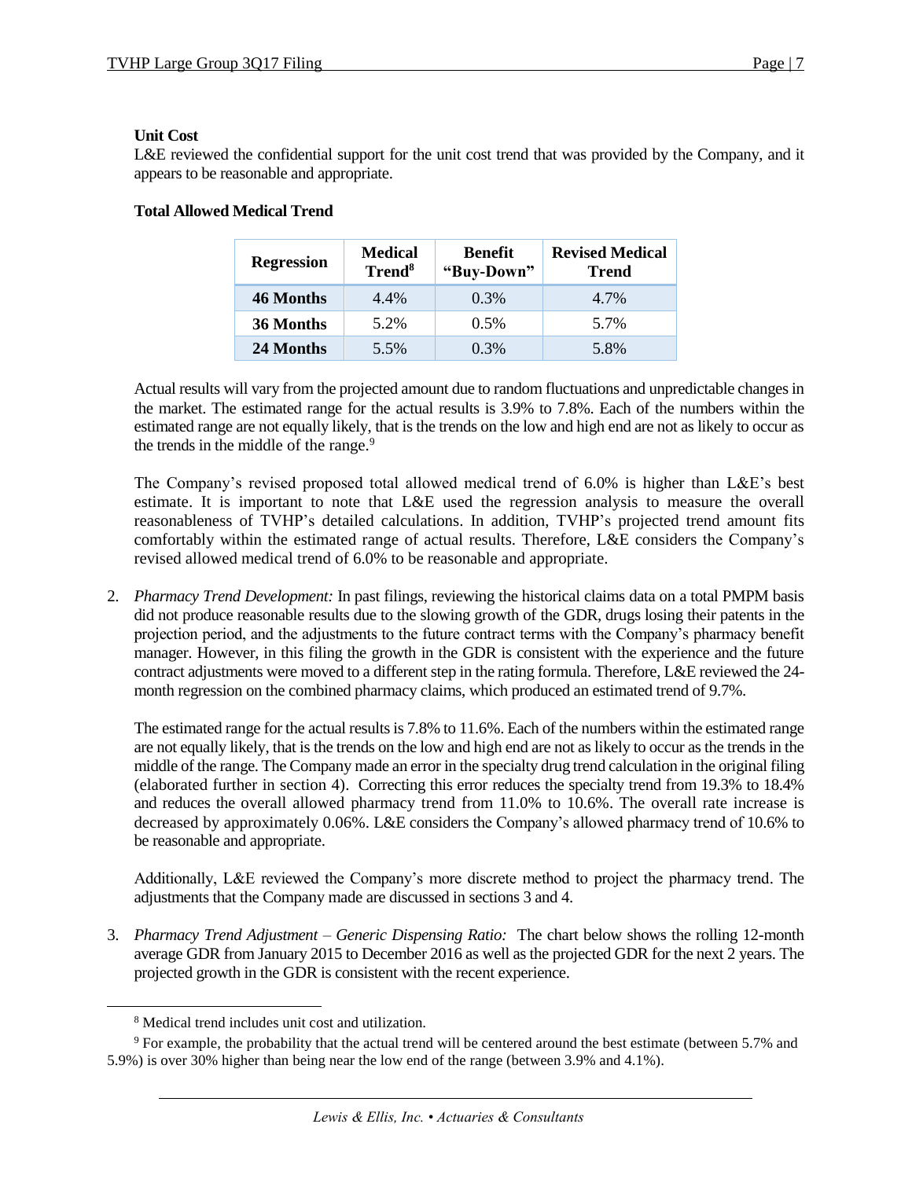**Unit Cost**

L&E reviewed the confidential support for the unit cost trend that was provided by the Company, and it appears to be reasonable and appropriate.

**Total Allowed Medical Trend**

| Regression | Medical Trend[8] | Benefit "Buy-Down" | Revised Medical Trend |
|---|---|---|---|
| **46 Months** | 4.4% | 0.3% | 4.7% |
| **36 Months** | 5.2% | 0.5% | 5.7% |
| **24 Months** | 5.5% | 0.3% | 5.8% |

Actual results will vary from the projected amount due to random fluctuations and unpredictable changes in the market. The estimated range for the actual results is 3.9% to 7.8%. Each of the numbers within the estimated range are not equally likely, that is the trends on the low and high end are not as likely to occur as the trends in the middle of the range.[9]

The Company's revised proposed total allowed medical trend of 6.0% is higher than L&E's best estimate. It is important to note that L&E used the regression analysis to measure the overall reasonableness of TVHP's detailed calculations. In addition, TVHP's projected trend amount fits comfortably within the estimated range of actual results. Therefore, L&E considers the Company's revised allowed medical trend of 6.0% to be reasonable and appropriate.

2. *Pharmacy Trend Development:* In past filings, reviewing the historical claims data on a total PMPM basis did not produce reasonable results due to the slowing growth of the GDR, drugs losing their patents in the projection period, and the adjustments to the future contract terms with the Company's pharmacy benefit manager. However, in this filing the growth in the GDR is consistent with the experience and the future contract adjustments were moved to a different step in the rating formula. Therefore, L&E reviewed the 24-month regression on the combined pharmacy claims, which produced an estimated trend of 9.7%.

   The estimated range for the actual results is 7.8% to 11.6%. Each of the numbers within the estimated range are not equally likely, that is the trends on the low and high end are not as likely to occur as the trends in the middle of the range. The Company made an error in the specialty drug trend calculation in the original filing (elaborated further in section 4). Correcting this error reduces the specialty trend from 19.3% to 18.4% and reduces the overall allowed pharmacy trend from 11.0% to 10.6%. The overall rate increase is decreased by approximately 0.06%. L&E considers the Company's allowed pharmacy trend of 10.6% to be reasonable and appropriate.

   Additionally, L&E reviewed the Company's more discrete method to project the pharmacy trend. The adjustments that the Company made are discussed in sections 3 and 4.

3. *Pharmacy Trend Adjustment – Generic Dispensing Ratio:* The chart below shows the rolling 12-month average GDR from January 2015 to December 2016 as well as the projected GDR for the next 2 years. The projected growth in the GDR is consistent with the recent experience.

---

[8] Medical trend includes unit cost and utilization.

[9] For example, the probability that the actual trend will be centered around the best estimate (between 5.7% and 5.9%) is over 30% higher than being near the low end of the range (between 3.9% and 4.1%).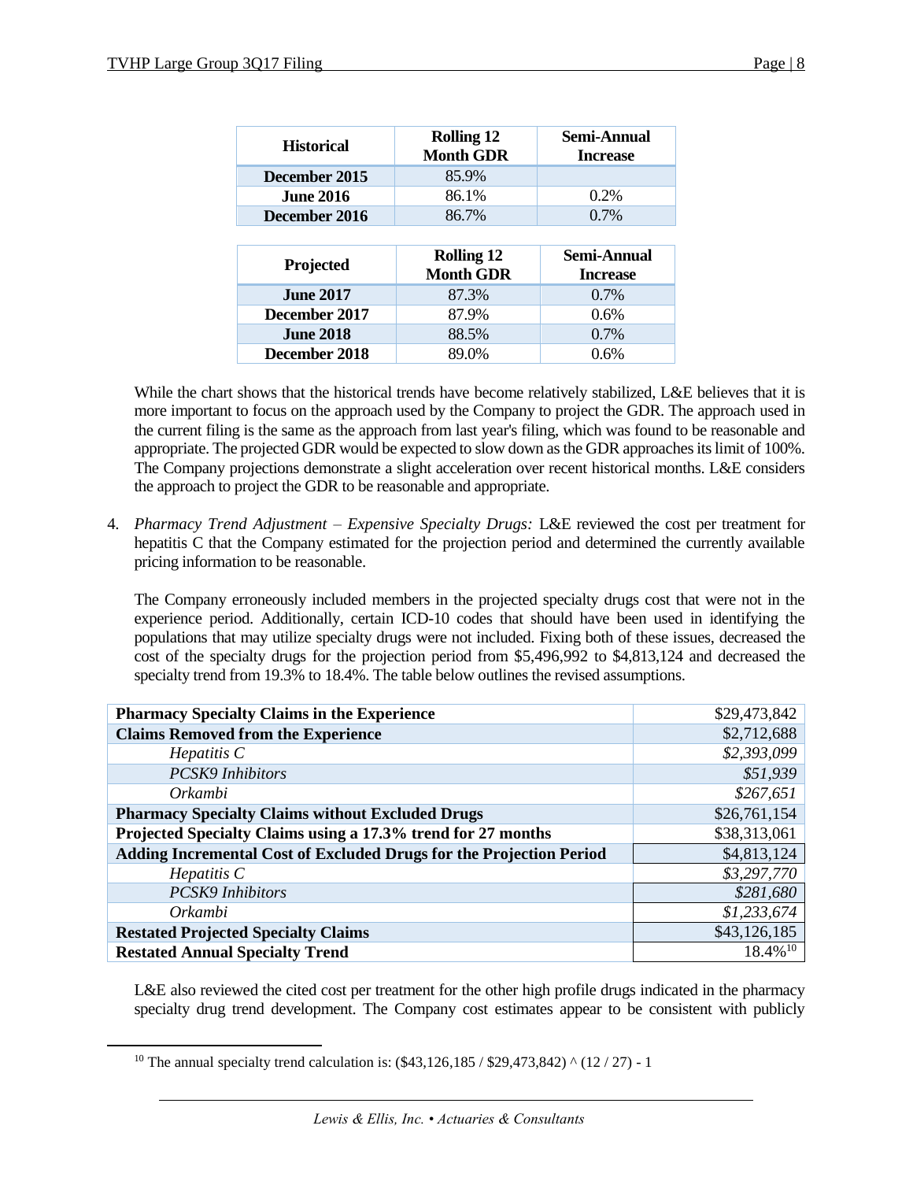| Historical | Rolling 12 Month GDR | Semi-Annual Increase |
|---|---|---|
| **December 2015** | 85.9% | |
| **June 2016** | 86.1% | 0.2% |
| **December 2016** | 86.7% | 0.7% |

| Projected | Rolling 12 Month GDR | Semi-Annual Increase |
|---|---|---|
| **June 2017** | 87.3% | 0.7% |
| **December 2017** | 87.9% | 0.6% |
| **June 2018** | 88.5% | 0.7% |
| **December 2018** | 89.0% | 0.6% |

While the chart shows that the historical trends have become relatively stabilized, L&E believes that it is more important to focus on the approach used by the Company to project the GDR. The approach used in the current filing is the same as the approach from last year's filing, which was found to be reasonable and appropriate. The projected GDR would be expected to slow down as the GDR approaches its limit of 100%. The Company projections demonstrate a slight acceleration over recent historical months. L&E considers the approach to project the GDR to be reasonable and appropriate.

4. *Pharmacy Trend Adjustment – Expensive Specialty Drugs:* L&E reviewed the cost per treatment for hepatitis C that the Company estimated for the projection period and determined the currently available pricing information to be reasonable.

   The Company erroneously included members in the projected specialty drugs cost that were not in the experience period. Additionally, certain ICD-10 codes that should have been used in identifying the populations that may utilize specialty drugs were not included. Fixing both of these issues, decreased the cost of the specialty drugs for the projection period from $5,496,992 to $4,813,124 and decreased the specialty trend from 19.3% to 18.4%. The table below outlines the revised assumptions.

| | |
|---|---|
| **Pharmacy Specialty Claims in the Experience** | $29,473,842 |
| **Claims Removed from the Experience** | $2,712,688 |
| *Hepatitis C* | *$2,393,099* |
| *PCSK9 Inhibitors* | *$51,939* |
| *Orkambi* | *$267,651* |
| **Pharmacy Specialty Claims without Excluded Drugs** | $26,761,154 |
| **Projected Specialty Claims using a 17.3% trend for 27 months** | $38,313,061 |
| **Adding Incremental Cost of Excluded Drugs for the Projection Period** | $4,813,124 |
| *Hepatitis C* | *$3,297,770* |
| *PCSK9 Inhibitors* | *$281,680* |
| *Orkambi* | *$1,233,674* |
| **Restated Projected Specialty Claims** | $43,126,185 |
| **Restated Annual Specialty Trend** | 18.4%[10] |

L&E also reviewed the cited cost per treatment for the other high profile drugs indicated in the pharmacy specialty drug trend development. The Company cost estimates appear to be consistent with publicly

[10] The annual specialty trend calculation is: ($43,126,185 / $29,473,842) ^ (12 / 27) - 1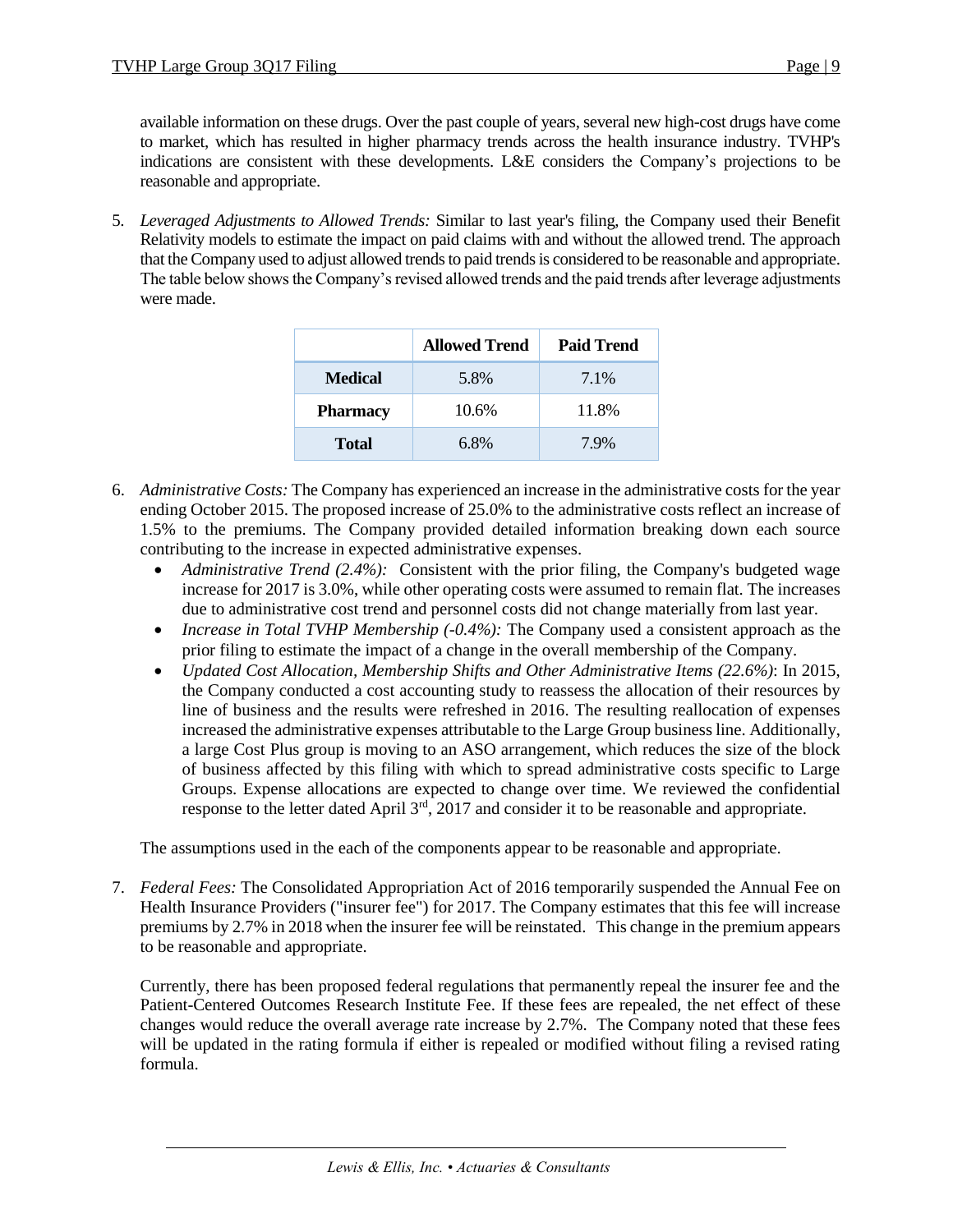available information on these drugs. Over the past couple of years, several new high-cost drugs have come to market, which has resulted in higher pharmacy trends across the health insurance industry. TVHP's indications are consistent with these developments. L&E considers the Company's projections to be reasonable and appropriate.

5. *Leveraged Adjustments to Allowed Trends:* Similar to last year's filing, the Company used their Benefit Relativity models to estimate the impact on paid claims with and without the allowed trend. The approach that the Company used to adjust allowed trends to paid trends is considered to be reasonable and appropriate. The table below shows the Company's revised allowed trends and the paid trends after leverage adjustments were made.

| | Allowed Trend | Paid Trend |
|---|---|---|
| **Medical** | 5.8% | 7.1% |
| **Pharmacy** | 10.6% | 11.8% |
| **Total** | 6.8% | 7.9% |

6. *Administrative Costs:* The Company has experienced an increase in the administrative costs for the year ending October 2015. The proposed increase of 25.0% to the administrative costs reflect an increase of 1.5% to the premiums. The Company provided detailed information breaking down each source contributing to the increase in expected administrative expenses.
   - *Administrative Trend (2.4%):* Consistent with the prior filing, the Company's budgeted wage increase for 2017 is 3.0%, while other operating costs were assumed to remain flat. The increases due to administrative cost trend and personnel costs did not change materially from last year.
   - *Increase in Total TVHP Membership (-0.4%):* The Company used a consistent approach as the prior filing to estimate the impact of a change in the overall membership of the Company.
   - *Updated Cost Allocation, Membership Shifts and Other Administrative Items (22.6%)*: In 2015, the Company conducted a cost accounting study to reassess the allocation of their resources by line of business and the results were refreshed in 2016. The resulting reallocation of expenses increased the administrative expenses attributable to the Large Group business line. Additionally, a large Cost Plus group is moving to an ASO arrangement, which reduces the size of the block of business affected by this filing with which to spread administrative costs specific to Large Groups. Expense allocations are expected to change over time. We reviewed the confidential response to the letter dated April 3rd, 2017 and consider it to be reasonable and appropriate.

   The assumptions used in the each of the components appear to be reasonable and appropriate.

7. *Federal Fees:* The Consolidated Appropriation Act of 2016 temporarily suspended the Annual Fee on Health Insurance Providers ("insurer fee") for 2017. The Company estimates that this fee will increase premiums by 2.7% in 2018 when the insurer fee will be reinstated. This change in the premium appears to be reasonable and appropriate.

   Currently, there has been proposed federal regulations that permanently repeal the insurer fee and the Patient-Centered Outcomes Research Institute Fee. If these fees are repealed, the net effect of these changes would reduce the overall average rate increase by 2.7%. The Company noted that these fees will be updated in the rating formula if either is repealed or modified without filing a revised rating formula.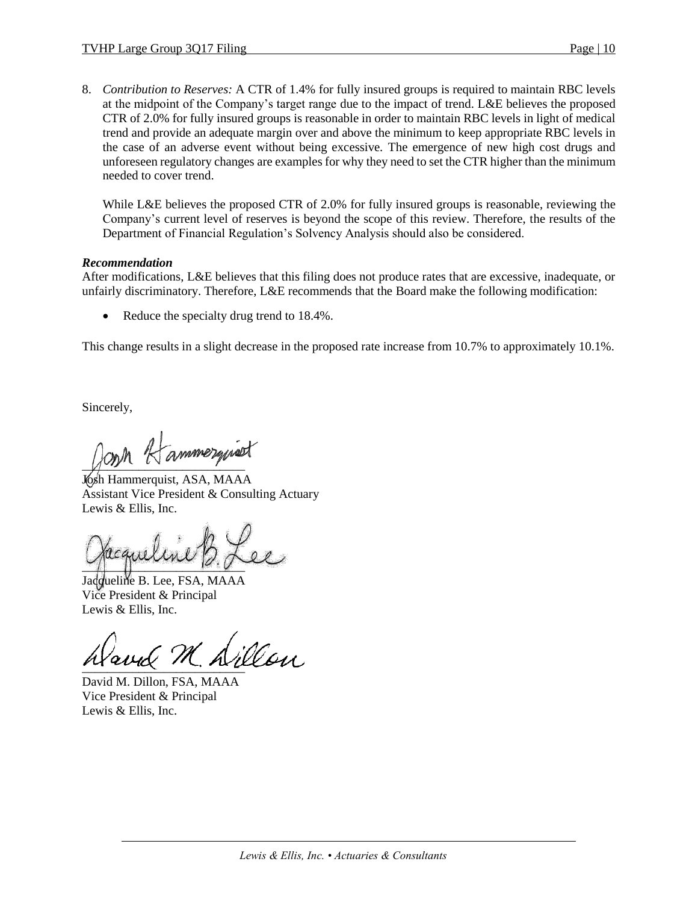8. *Contribution to Reserves:* A CTR of 1.4% for fully insured groups is required to maintain RBC levels at the midpoint of the Company's target range due to the impact of trend. L&E believes the proposed CTR of 2.0% for fully insured groups is reasonable in order to maintain RBC levels in light of medical trend and provide an adequate margin over and above the minimum to keep appropriate RBC levels in the case of an adverse event without being excessive. The emergence of new high cost drugs and unforeseen regulatory changes are examples for why they need to set the CTR higher than the minimum needed to cover trend.

   While L&E believes the proposed CTR of 2.0% for fully insured groups is reasonable, reviewing the Company's current level of reserves is beyond the scope of this review. Therefore, the results of the Department of Financial Regulation's Solvency Analysis should also be considered.

***Recommendation***

After modifications, L&E believes that this filing does not produce rates that are excessive, inadequate, or unfairly discriminatory. Therefore, L&E recommends that the Board make the following modification:

- Reduce the specialty drug trend to 18.4%.

This change results in a slight decrease in the proposed rate increase from 10.7% to approximately 10.1%.

Sincerely,

Josh Hammerquist, ASA, MAAA
Assistant Vice President & Consulting Actuary
Lewis & Ellis, Inc.

Jacqueline B. Lee, FSA, MAAA
Vice President & Principal
Lewis & Ellis, Inc.

David M. Dillon, FSA, MAAA
Vice President & Principal
Lewis & Ellis, Inc.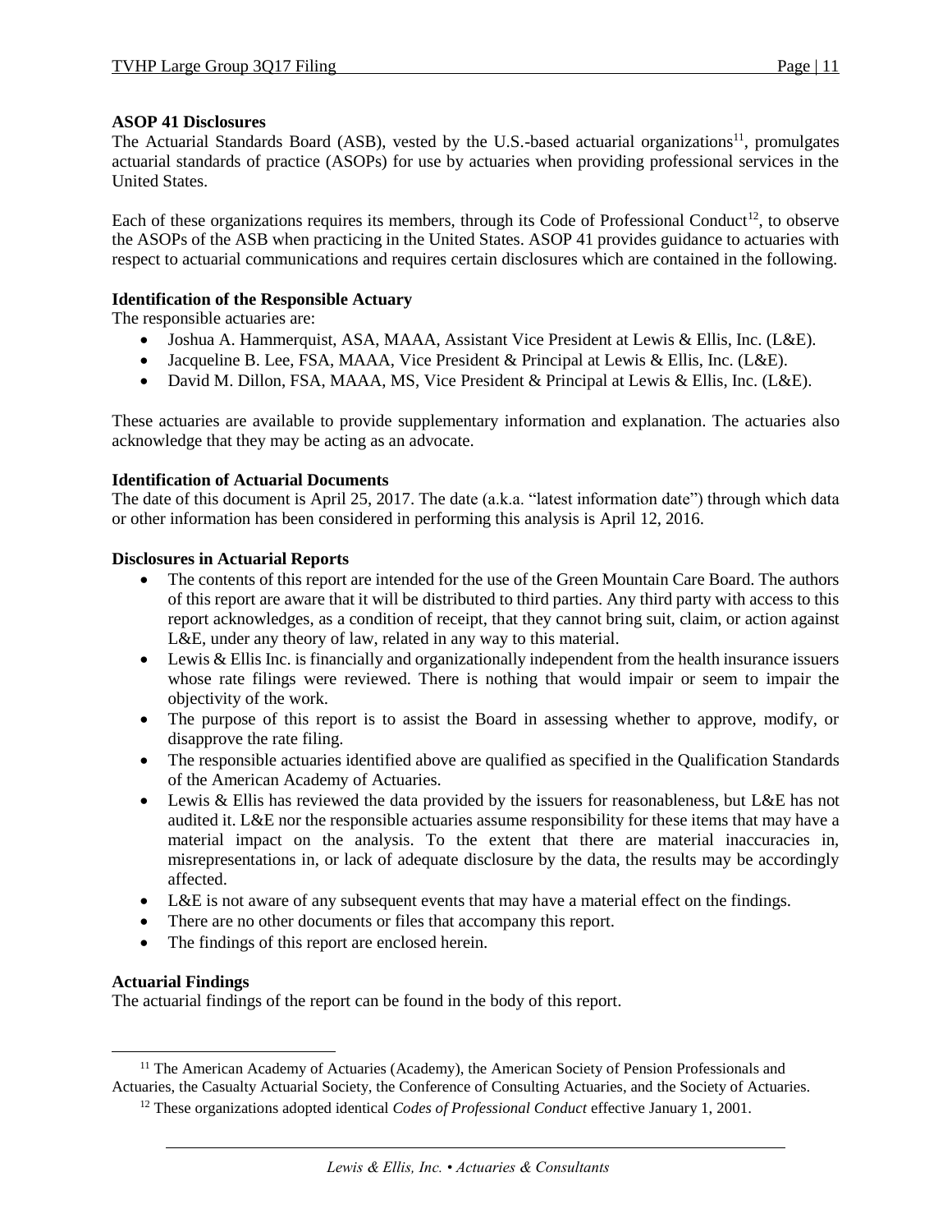**ASOP 41 Disclosures**

The Actuarial Standards Board (ASB), vested by the U.S.-based actuarial organizations[11], promulgates actuarial standards of practice (ASOPs) for use by actuaries when providing professional services in the United States.

Each of these organizations requires its members, through its Code of Professional Conduct[12], to observe the ASOPs of the ASB when practicing in the United States. ASOP 41 provides guidance to actuaries with respect to actuarial communications and requires certain disclosures which are contained in the following.

**Identification of the Responsible Actuary**

The responsible actuaries are:

- Joshua A. Hammerquist, ASA, MAAA, Assistant Vice President at Lewis & Ellis, Inc. (L&E).
- Jacqueline B. Lee, FSA, MAAA, Vice President & Principal at Lewis & Ellis, Inc. (L&E).
- David M. Dillon, FSA, MAAA, MS, Vice President & Principal at Lewis & Ellis, Inc. (L&E).

These actuaries are available to provide supplementary information and explanation. The actuaries also acknowledge that they may be acting as an advocate.

**Identification of Actuarial Documents**

The date of this document is April 25, 2017. The date (a.k.a. "latest information date") through which data or other information has been considered in performing this analysis is April 12, 2016.

**Disclosures in Actuarial Reports**

- The contents of this report are intended for the use of the Green Mountain Care Board. The authors of this report are aware that it will be distributed to third parties. Any third party with access to this report acknowledges, as a condition of receipt, that they cannot bring suit, claim, or action against L&E, under any theory of law, related in any way to this material.
- Lewis & Ellis Inc. is financially and organizationally independent from the health insurance issuers whose rate filings were reviewed. There is nothing that would impair or seem to impair the objectivity of the work.
- The purpose of this report is to assist the Board in assessing whether to approve, modify, or disapprove the rate filing.
- The responsible actuaries identified above are qualified as specified in the Qualification Standards of the American Academy of Actuaries.
- Lewis & Ellis has reviewed the data provided by the issuers for reasonableness, but L&E has not audited it. L&E nor the responsible actuaries assume responsibility for these items that may have a material impact on the analysis. To the extent that there are material inaccuracies in, misrepresentations in, or lack of adequate disclosure by the data, the results may be accordingly affected.
- L&E is not aware of any subsequent events that may have a material effect on the findings.
- There are no other documents or files that accompany this report.
- The findings of this report are enclosed herein.

**Actuarial Findings**

The actuarial findings of the report can be found in the body of this report.

[11] The American Academy of Actuaries (Academy), the American Society of Pension Professionals and Actuaries, the Casualty Actuarial Society, the Conference of Consulting Actuaries, and the Society of Actuaries.

[12] These organizations adopted identical *Codes of Professional Conduct* effective January 1, 2001.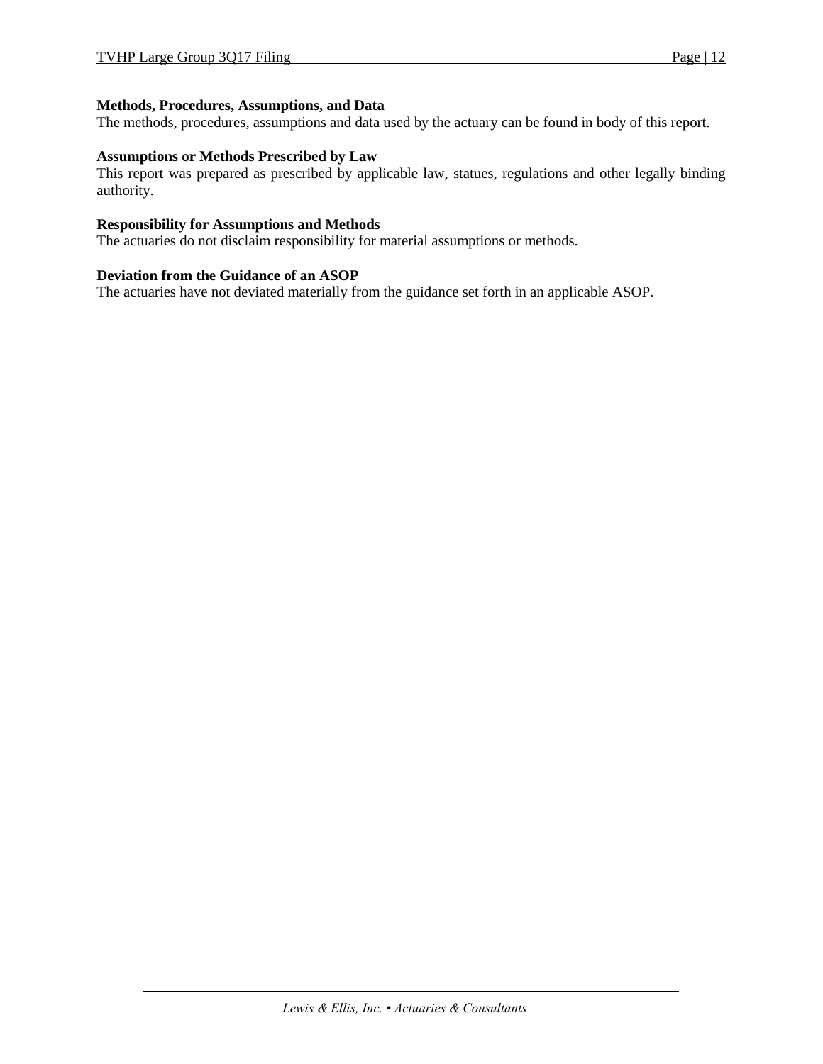**Methods, Procedures, Assumptions, and Data**

The methods, procedures, assumptions and data used by the actuary can be found in body of this report.

**Assumptions or Methods Prescribed by Law**

This report was prepared as prescribed by applicable law, statues, regulations and other legally binding authority.

**Responsibility for Assumptions and Methods**

The actuaries do not disclaim responsibility for material assumptions or methods.

**Deviation from the Guidance of an ASOP**

The actuaries have not deviated materially from the guidance set forth in an applicable ASOP.